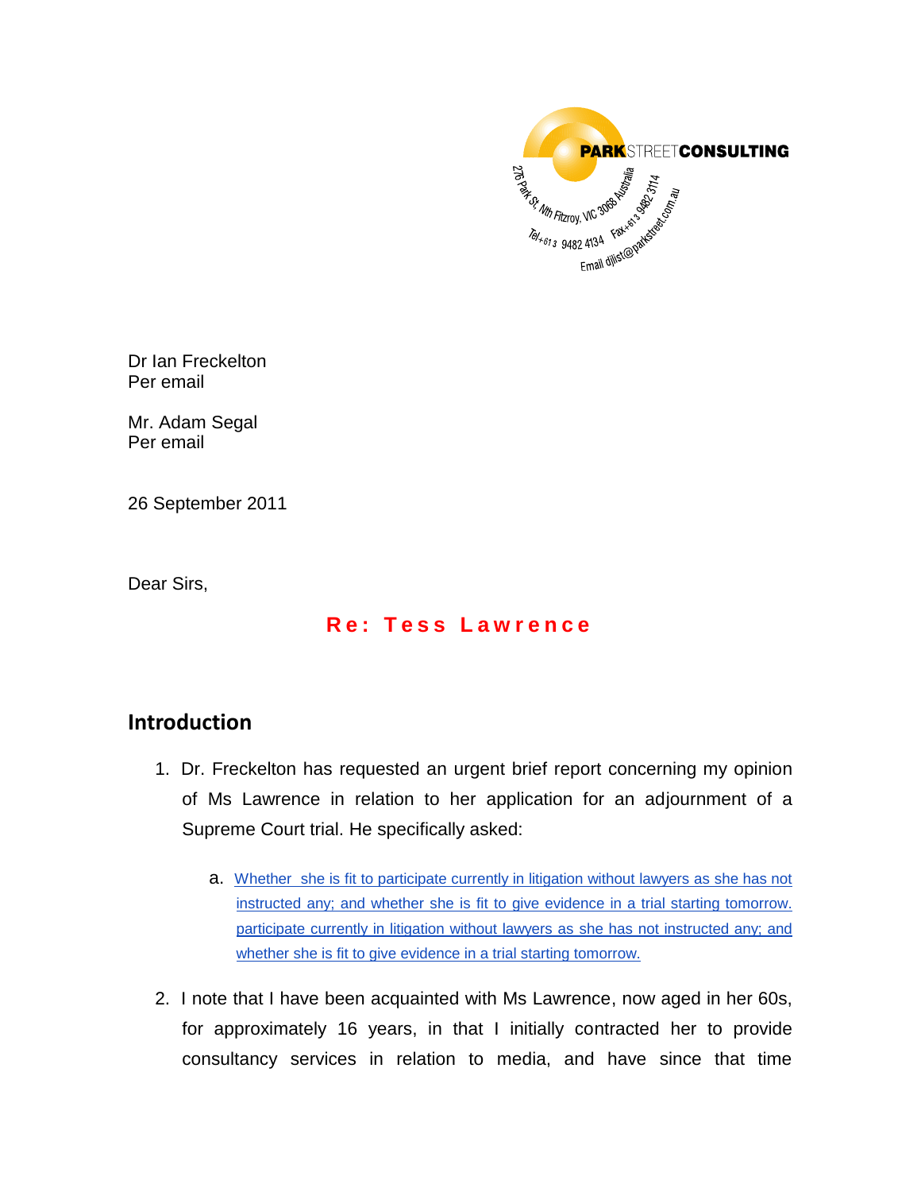**PARKSTREETCONSULTING**

276 Park St, Nth Fitzroy, VIC 3068 Australia
Tel+61 3 9482 4134 Fax+61 3 9482 3114
Email djlist@parkstreet.com.au

Dr Ian Freckelton
Per email

Mr. Adam Segal
Per email

26 September 2011

Dear Sirs,

**Re: Tess Lawrence**

## Introduction

1. Dr. Freckelton has requested an urgent brief report concerning my opinion of Ms Lawrence in relation to her application for an adjournment of a Supreme Court trial. He specifically asked:

   a. Whether she is fit to participate currently in litigation without lawyers as she has not instructed any; and whether she is fit to give evidence in a trial starting tomorrow. participate currently in litigation without lawyers as she has not instructed any; and whether she is fit to give evidence in a trial starting tomorrow.

2. I note that I have been acquainted with Ms Lawrence, now aged in her 60s, for approximately 16 years, in that I initially contracted her to provide consultancy services in relation to media, and have since that time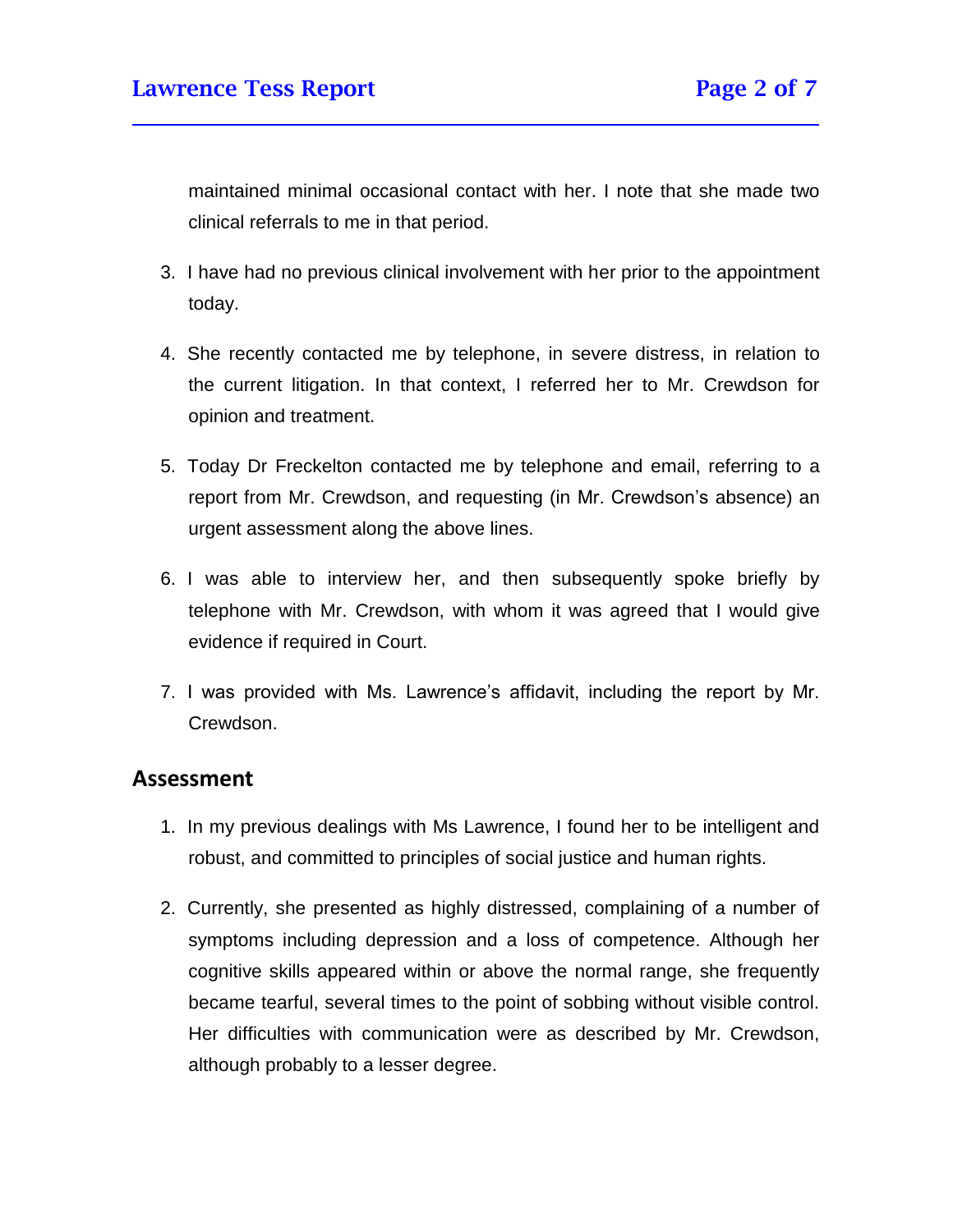maintained minimal occasional contact with her. I note that she made two clinical referrals to me in that period.

3. I have had no previous clinical involvement with her prior to the appointment today.

4. She recently contacted me by telephone, in severe distress, in relation to the current litigation. In that context, I referred her to Mr. Crewdson for opinion and treatment.

5. Today Dr Freckelton contacted me by telephone and email, referring to a report from Mr. Crewdson, and requesting (in Mr. Crewdson's absence) an urgent assessment along the above lines.

6. I was able to interview her, and then subsequently spoke briefly by telephone with Mr. Crewdson, with whom it was agreed that I would give evidence if required in Court.

7. I was provided with Ms. Lawrence's affidavit, including the report by Mr. Crewdson.

## Assessment

1. In my previous dealings with Ms Lawrence, I found her to be intelligent and robust, and committed to principles of social justice and human rights.

2. Currently, she presented as highly distressed, complaining of a number of symptoms including depression and a loss of competence. Although her cognitive skills appeared within or above the normal range, she frequently became tearful, several times to the point of sobbing without visible control. Her difficulties with communication were as described by Mr. Crewdson, although probably to a lesser degree.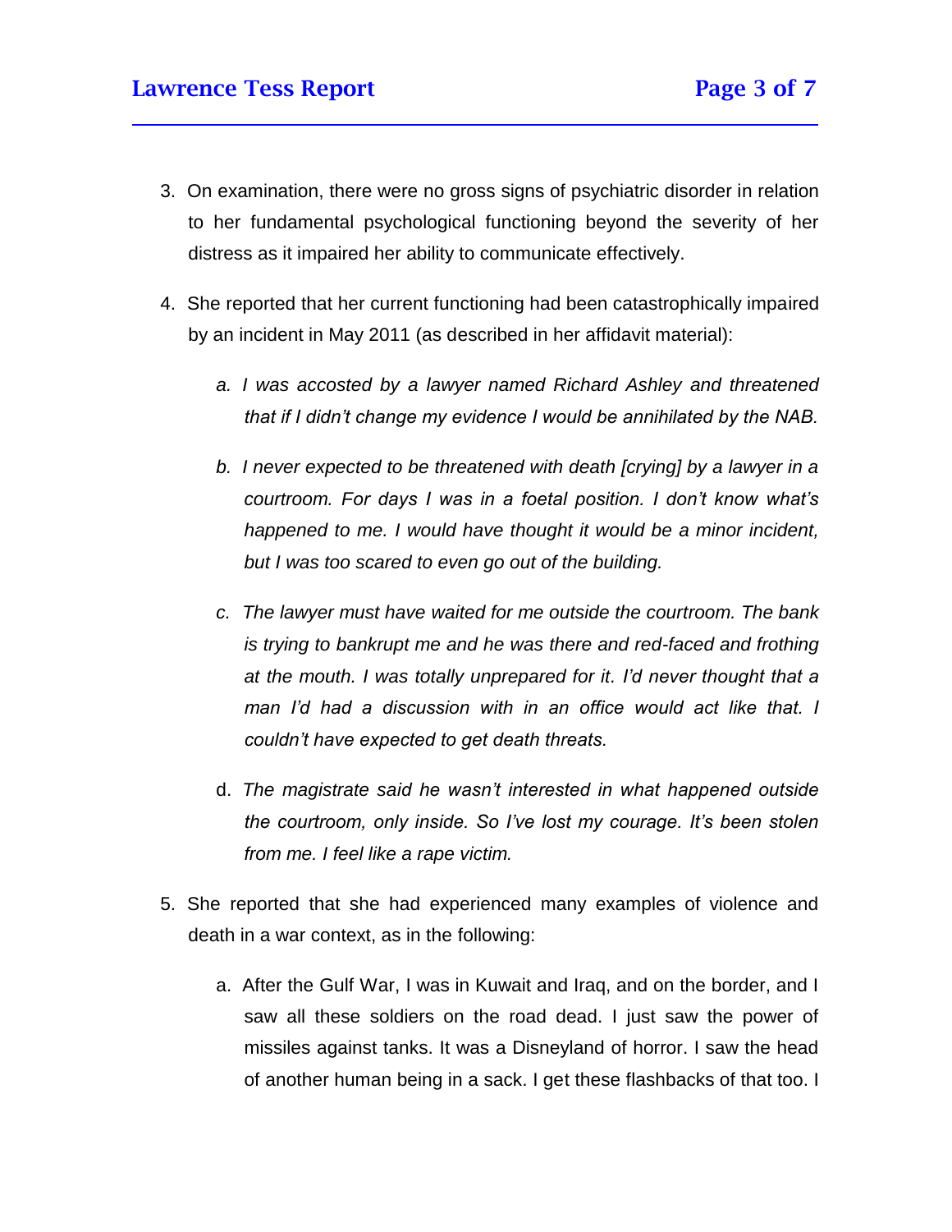3. On examination, there were no gross signs of psychiatric disorder in relation to her fundamental psychological functioning beyond the severity of her distress as it impaired her ability to communicate effectively.

4. She reported that her current functioning had been catastrophically impaired by an incident in May 2011 (as described in her affidavit material):

   a. *I was accosted by a lawyer named Richard Ashley and threatened that if I didn't change my evidence I would be annihilated by the NAB.*

   b. *I never expected to be threatened with death [crying] by a lawyer in a courtroom. For days I was in a foetal position. I don't know what's happened to me. I would have thought it would be a minor incident, but I was too scared to even go out of the building.*

   c. *The lawyer must have waited for me outside the courtroom. The bank is trying to bankrupt me and he was there and red-faced and frothing at the mouth. I was totally unprepared for it. I'd never thought that a man I'd had a discussion with in an office would act like that. I couldn't have expected to get death threats.*

   d. *The magistrate said he wasn't interested in what happened outside the courtroom, only inside. So I've lost my courage. It's been stolen from me. I feel like a rape victim.*

5. She reported that she had experienced many examples of violence and death in a war context, as in the following:

   a. After the Gulf War, I was in Kuwait and Iraq, and on the border, and I saw all these soldiers on the road dead. I just saw the power of missiles against tanks. It was a Disneyland of horror. I saw the head of another human being in a sack. I get these flashbacks of that too. I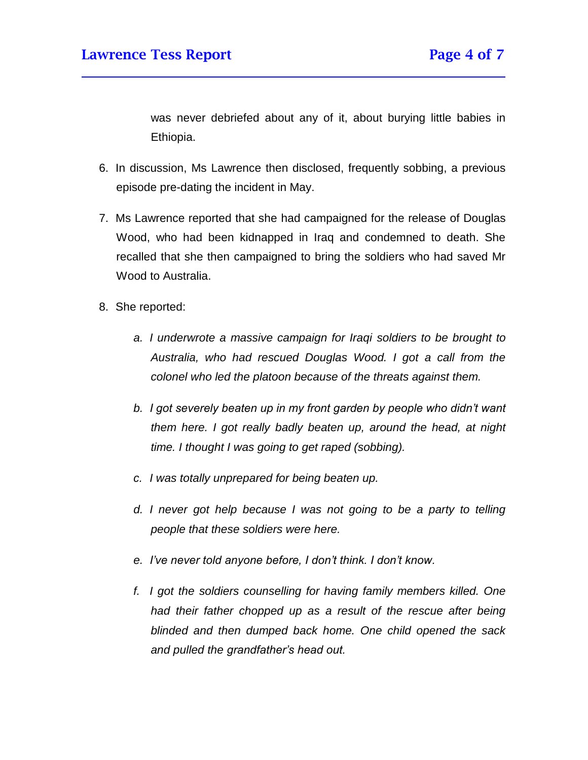was never debriefed about any of it, about burying little babies in Ethiopia.

6. In discussion, Ms Lawrence then disclosed, frequently sobbing, a previous episode pre-dating the incident in May.

7. Ms Lawrence reported that she had campaigned for the release of Douglas Wood, who had been kidnapped in Iraq and condemned to death. She recalled that she then campaigned to bring the soldiers who had saved Mr Wood to Australia.

8. She reported:

   a. *I underwrote a massive campaign for Iraqi soldiers to be brought to Australia, who had rescued Douglas Wood. I got a call from the colonel who led the platoon because of the threats against them.*

   b. *I got severely beaten up in my front garden by people who didn't want them here. I got really badly beaten up, around the head, at night time. I thought I was going to get raped (sobbing).*

   c. *I was totally unprepared for being beaten up.*

   d. *I never got help because I was not going to be a party to telling people that these soldiers were here.*

   e. *I've never told anyone before, I don't think. I don't know.*

   f. *I got the soldiers counselling for having family members killed. One had their father chopped up as a result of the rescue after being blinded and then dumped back home. One child opened the sack and pulled the grandfather's head out.*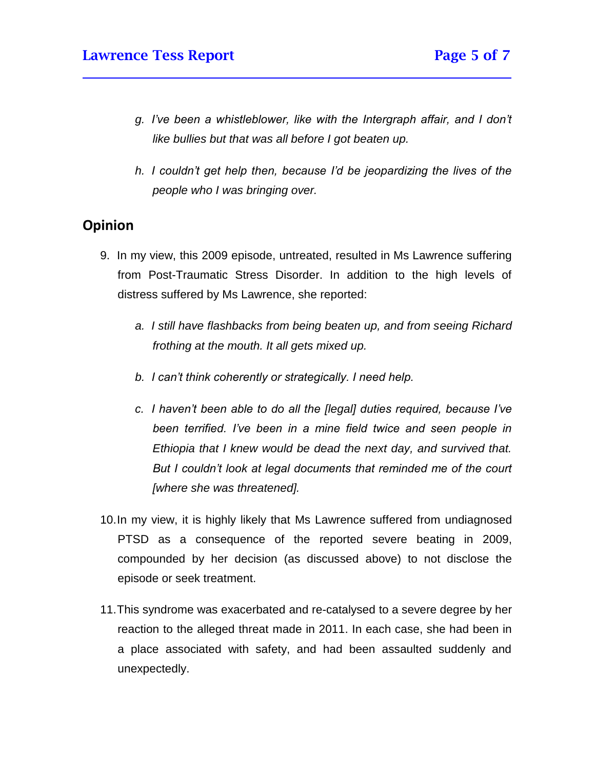g. *I've been a whistleblower, like with the Intergraph affair, and I don't like bullies but that was all before I got beaten up.*

h. *I couldn't get help then, because I'd be jeopardizing the lives of the people who I was bringing over.*

## Opinion

9. In my view, this 2009 episode, untreated, resulted in Ms Lawrence suffering from Post-Traumatic Stress Disorder. In addition to the high levels of distress suffered by Ms Lawrence, she reported:

   a. *I still have flashbacks from being beaten up, and from seeing Richard frothing at the mouth. It all gets mixed up.*

   b. *I can't think coherently or strategically. I need help.*

   c. *I haven't been able to do all the [legal] duties required, because I've been terrified. I've been in a mine field twice and seen people in Ethiopia that I knew would be dead the next day, and survived that. But I couldn't look at legal documents that reminded me of the court [where she was threatened].*

10. In my view, it is highly likely that Ms Lawrence suffered from undiagnosed PTSD as a consequence of the reported severe beating in 2009, compounded by her decision (as discussed above) to not disclose the episode or seek treatment.

11. This syndrome was exacerbated and re-catalysed to a severe degree by her reaction to the alleged threat made in 2011. In each case, she had been in a place associated with safety, and had been assaulted suddenly and unexpectedly.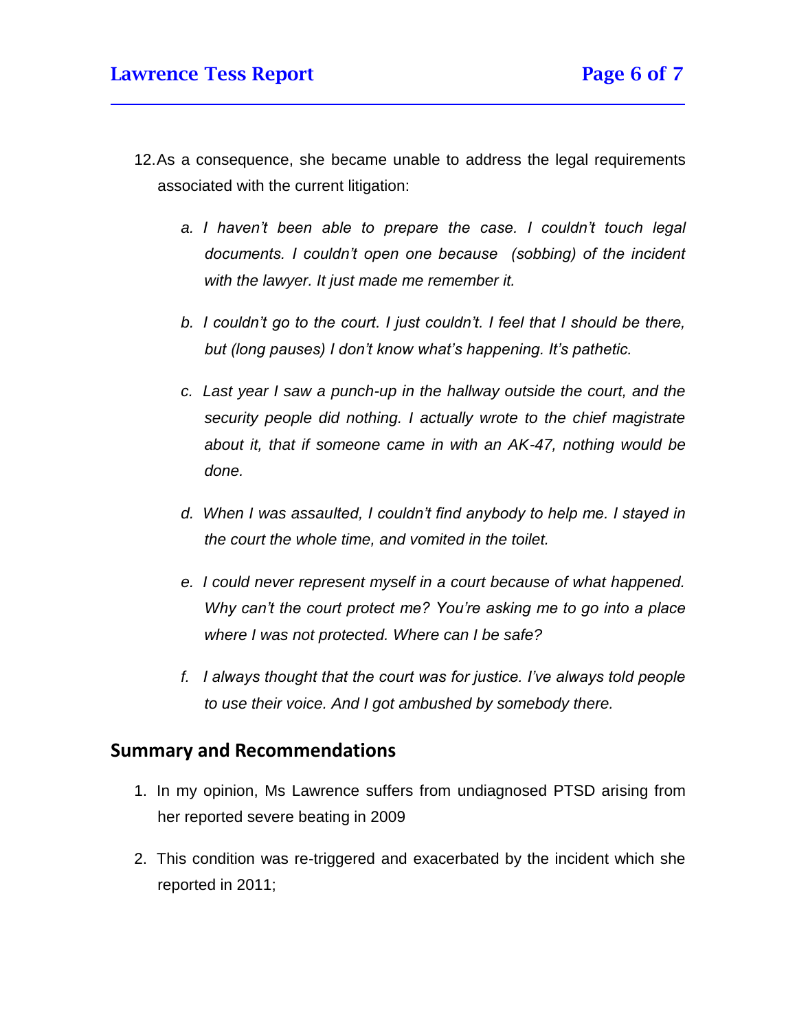12. As a consequence, she became unable to address the legal requirements associated with the current litigation:

    a. *I haven't been able to prepare the case. I couldn't touch legal documents. I couldn't open one because (sobbing) of the incident with the lawyer. It just made me remember it.*

    b. *I couldn't go to the court. I just couldn't. I feel that I should be there, but (long pauses) I don't know what's happening. It's pathetic.*

    c. *Last year I saw a punch-up in the hallway outside the court, and the security people did nothing. I actually wrote to the chief magistrate about it, that if someone came in with an AK-47, nothing would be done.*

    d. *When I was assaulted, I couldn't find anybody to help me. I stayed in the court the whole time, and vomited in the toilet.*

    e. *I could never represent myself in a court because of what happened. Why can't the court protect me? You're asking me to go into a place where I was not protected. Where can I be safe?*

    f. *I always thought that the court was for justice. I've always told people to use their voice. And I got ambushed by somebody there.*

## Summary and Recommendations

1. In my opinion, Ms Lawrence suffers from undiagnosed PTSD arising from her reported severe beating in 2009

2. This condition was re-triggered and exacerbated by the incident which she reported in 2011;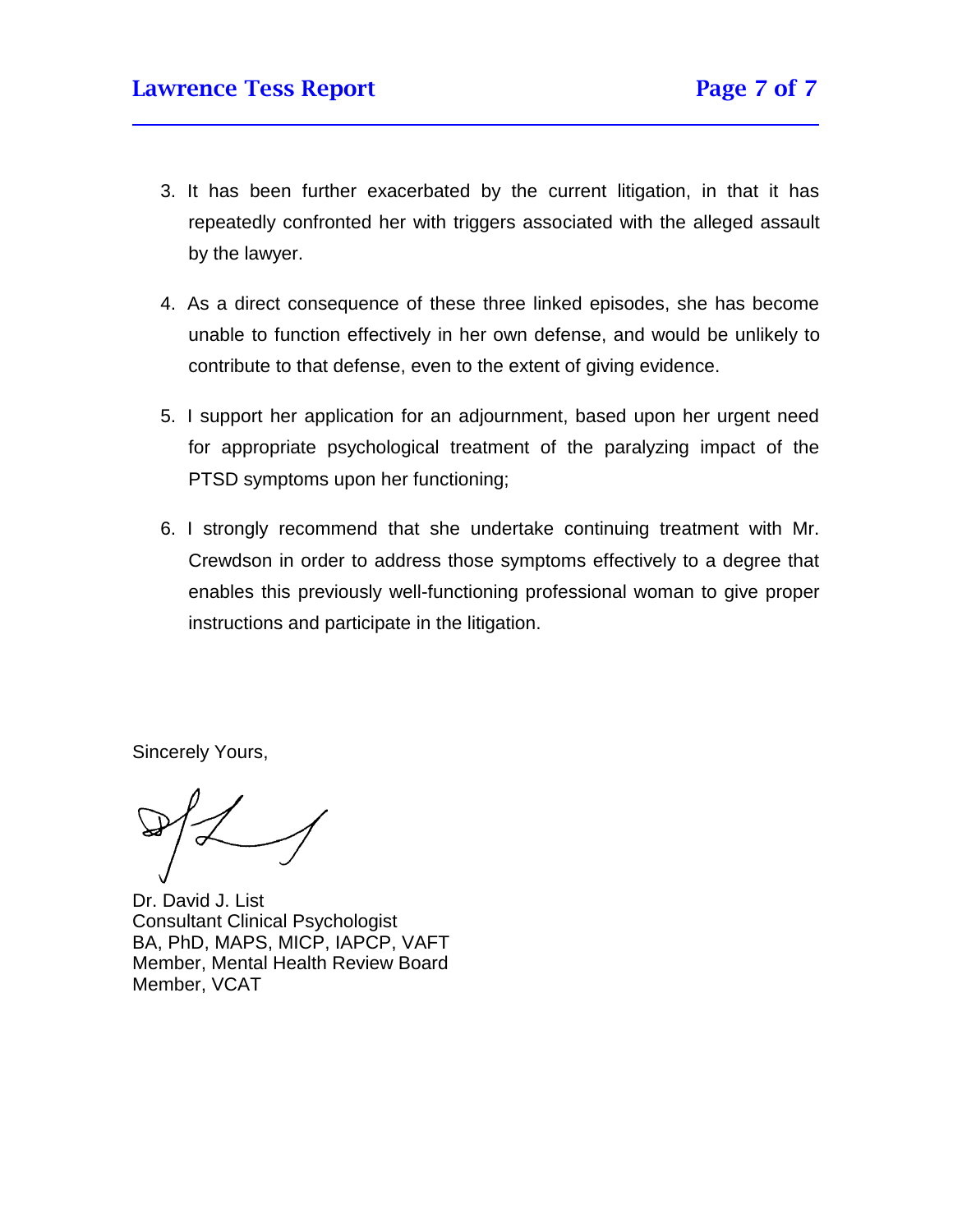3. It has been further exacerbated by the current litigation, in that it has repeatedly confronted her with triggers associated with the alleged assault by the lawyer.

4. As a direct consequence of these three linked episodes, she has become unable to function effectively in her own defense, and would be unlikely to contribute to that defense, even to the extent of giving evidence.

5. I support her application for an adjournment, based upon her urgent need for appropriate psychological treatment of the paralyzing impact of the PTSD symptoms upon her functioning;

6. I strongly recommend that she undertake continuing treatment with Mr. Crewdson in order to address those symptoms effectively to a degree that enables this previously well-functioning professional woman to give proper instructions and participate in the litigation.

Sincerely Yours,

Dr. David J. List
Consultant Clinical Psychologist
BA, PhD, MAPS, MICP, IAPCP, VAFT
Member, Mental Health Review Board
Member, VCAT